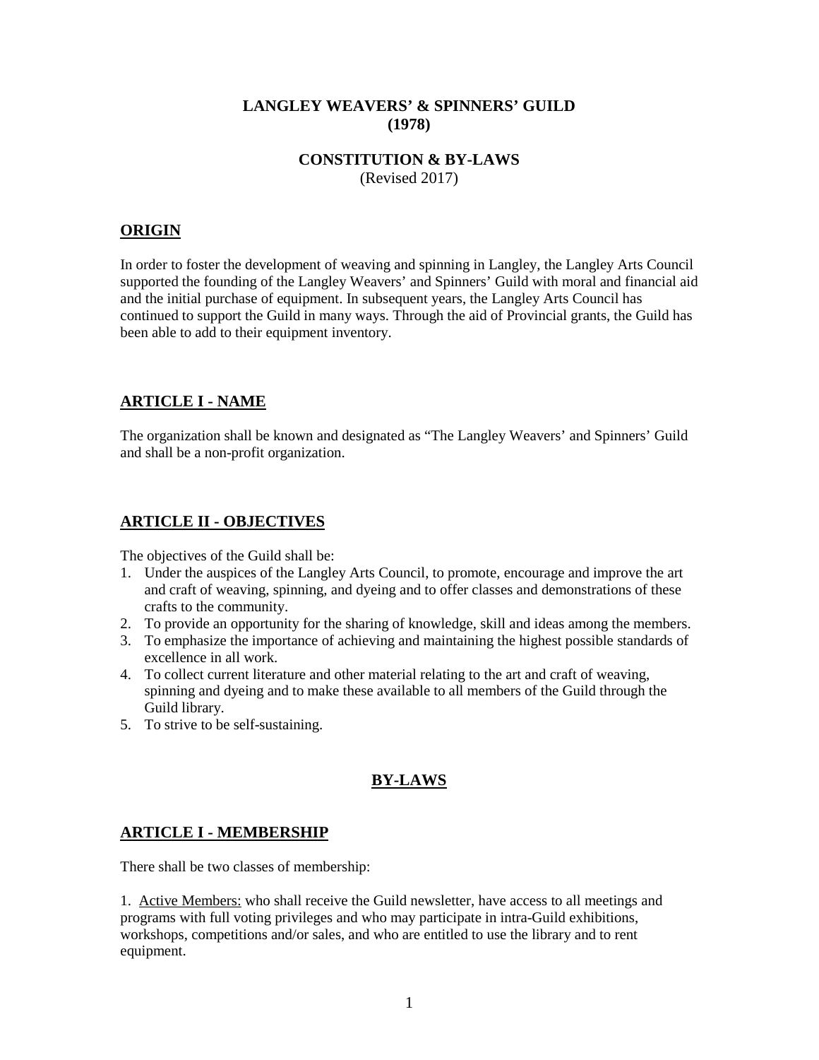# LANGLEY WEAVERS' & SPINNERS' GUILD
# (1978)

## CONSTITUTION & BY-LAWS
(Revised 2017)

## ORIGIN

In order to foster the development of weaving and spinning in Langley, the Langley Arts Council supported the founding of the Langley Weavers' and Spinners' Guild with moral and financial aid and the initial purchase of equipment. In subsequent years, the Langley Arts Council has continued to support the Guild in many ways. Through the aid of Provincial grants, the Guild has been able to add to their equipment inventory.

## ARTICLE I - NAME

The organization shall be known and designated as "The Langley Weavers' and Spinners' Guild and shall be a non-profit organization.

## ARTICLE II - OBJECTIVES

The objectives of the Guild shall be:

1. Under the auspices of the Langley Arts Council, to promote, encourage and improve the art and craft of weaving, spinning, and dyeing and to offer classes and demonstrations of these crafts to the community.
2. To provide an opportunity for the sharing of knowledge, skill and ideas among the members.
3. To emphasize the importance of achieving and maintaining the highest possible standards of excellence in all work.
4. To collect current literature and other material relating to the art and craft of weaving, spinning and dyeing and to make these available to all members of the Guild through the Guild library.
5. To strive to be self-sustaining.

## BY-LAWS

## ARTICLE I - MEMBERSHIP

There shall be two classes of membership:

1. Active Members: who shall receive the Guild newsletter, have access to all meetings and programs with full voting privileges and who may participate in intra-Guild exhibitions, workshops, competitions and/or sales, and who are entitled to use the library and to rent equipment.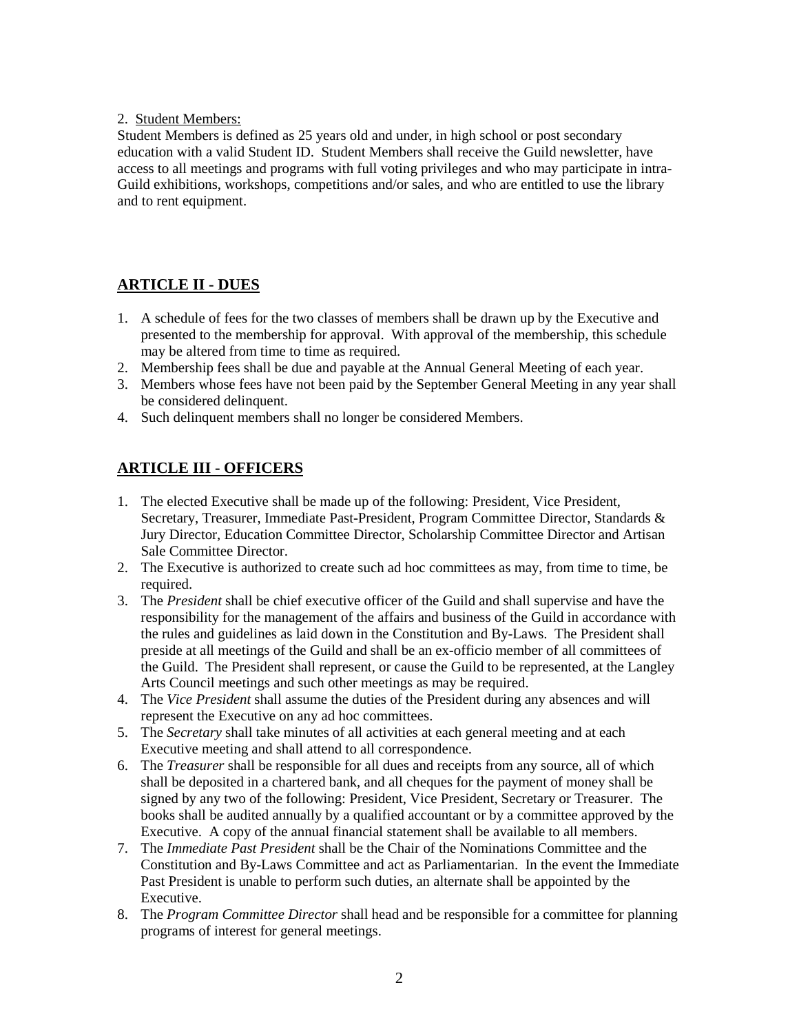2. <u>Student Members:</u>

Student Members is defined as 25 years old and under, in high school or post secondary education with a valid Student ID. Student Members shall receive the Guild newsletter, have access to all meetings and programs with full voting privileges and who may participate in intra-Guild exhibitions, workshops, competitions and/or sales, and who are entitled to use the library and to rent equipment.

## ARTICLE II - DUES

1. A schedule of fees for the two classes of members shall be drawn up by the Executive and presented to the membership for approval. With approval of the membership, this schedule may be altered from time to time as required.
2. Membership fees shall be due and payable at the Annual General Meeting of each year.
3. Members whose fees have not been paid by the September General Meeting in any year shall be considered delinquent.
4. Such delinquent members shall no longer be considered Members.

## ARTICLE III - OFFICERS

1. The elected Executive shall be made up of the following: President, Vice President, Secretary, Treasurer, Immediate Past-President, Program Committee Director, Standards & Jury Director, Education Committee Director, Scholarship Committee Director and Artisan Sale Committee Director.
2. The Executive is authorized to create such ad hoc committees as may, from time to time, be required.
3. The *President* shall be chief executive officer of the Guild and shall supervise and have the responsibility for the management of the affairs and business of the Guild in accordance with the rules and guidelines as laid down in the Constitution and By-Laws. The President shall preside at all meetings of the Guild and shall be an ex-officio member of all committees of the Guild. The President shall represent, or cause the Guild to be represented, at the Langley Arts Council meetings and such other meetings as may be required.
4. The *Vice President* shall assume the duties of the President during any absences and will represent the Executive on any ad hoc committees.
5. The *Secretary* shall take minutes of all activities at each general meeting and at each Executive meeting and shall attend to all correspondence.
6. The *Treasurer* shall be responsible for all dues and receipts from any source, all of which shall be deposited in a chartered bank, and all cheques for the payment of money shall be signed by any two of the following: President, Vice President, Secretary or Treasurer. The books shall be audited annually by a qualified accountant or by a committee approved by the Executive. A copy of the annual financial statement shall be available to all members.
7. The *Immediate Past President* shall be the Chair of the Nominations Committee and the Constitution and By-Laws Committee and act as Parliamentarian. In the event the Immediate Past President is unable to perform such duties, an alternate shall be appointed by the Executive.
8. The *Program Committee Director* shall head and be responsible for a committee for planning programs of interest for general meetings.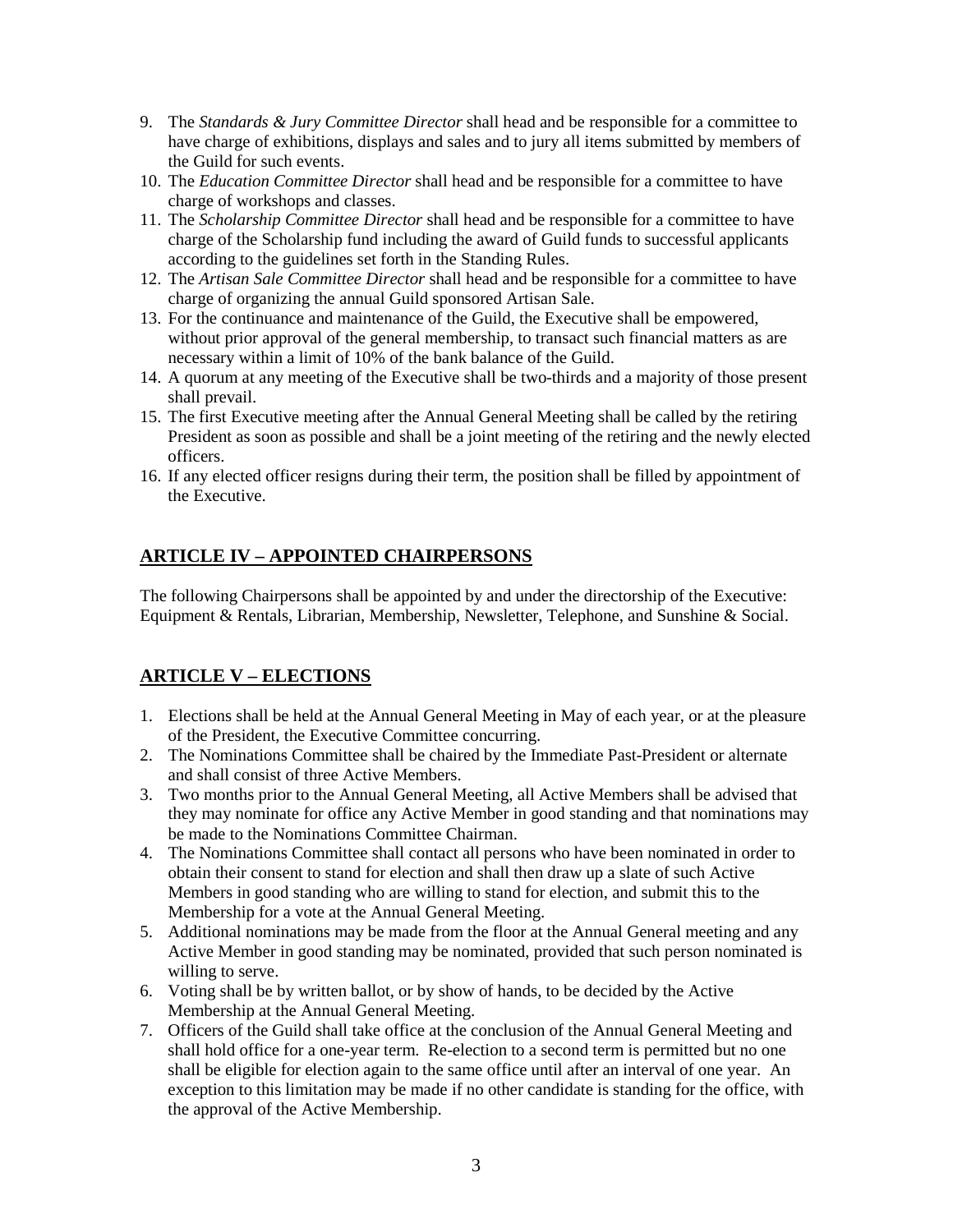9. The *Standards & Jury Committee Director* shall head and be responsible for a committee to have charge of exhibitions, displays and sales and to jury all items submitted by members of the Guild for such events.
10. The *Education Committee Director* shall head and be responsible for a committee to have charge of workshops and classes.
11. The *Scholarship Committee Director* shall head and be responsible for a committee to have charge of the Scholarship fund including the award of Guild funds to successful applicants according to the guidelines set forth in the Standing Rules.
12. The *Artisan Sale Committee Director* shall head and be responsible for a committee to have charge of organizing the annual Guild sponsored Artisan Sale.
13. For the continuance and maintenance of the Guild, the Executive shall be empowered, without prior approval of the general membership, to transact such financial matters as are necessary within a limit of 10% of the bank balance of the Guild.
14. A quorum at any meeting of the Executive shall be two-thirds and a majority of those present shall prevail.
15. The first Executive meeting after the Annual General Meeting shall be called by the retiring President as soon as possible and shall be a joint meeting of the retiring and the newly elected officers.
16. If any elected officer resigns during their term, the position shall be filled by appointment of the Executive.

## ARTICLE IV – APPOINTED CHAIRPERSONS

The following Chairpersons shall be appointed by and under the directorship of the Executive: Equipment & Rentals, Librarian, Membership, Newsletter, Telephone, and Sunshine & Social.

## ARTICLE V – ELECTIONS

1. Elections shall be held at the Annual General Meeting in May of each year, or at the pleasure of the President, the Executive Committee concurring.
2. The Nominations Committee shall be chaired by the Immediate Past-President or alternate and shall consist of three Active Members.
3. Two months prior to the Annual General Meeting, all Active Members shall be advised that they may nominate for office any Active Member in good standing and that nominations may be made to the Nominations Committee Chairman.
4. The Nominations Committee shall contact all persons who have been nominated in order to obtain their consent to stand for election and shall then draw up a slate of such Active Members in good standing who are willing to stand for election, and submit this to the Membership for a vote at the Annual General Meeting.
5. Additional nominations may be made from the floor at the Annual General meeting and any Active Member in good standing may be nominated, provided that such person nominated is willing to serve.
6. Voting shall be by written ballot, or by show of hands, to be decided by the Active Membership at the Annual General Meeting.
7. Officers of the Guild shall take office at the conclusion of the Annual General Meeting and shall hold office for a one-year term. Re-election to a second term is permitted but no one shall be eligible for election again to the same office until after an interval of one year. An exception to this limitation may be made if no other candidate is standing for the office, with the approval of the Active Membership.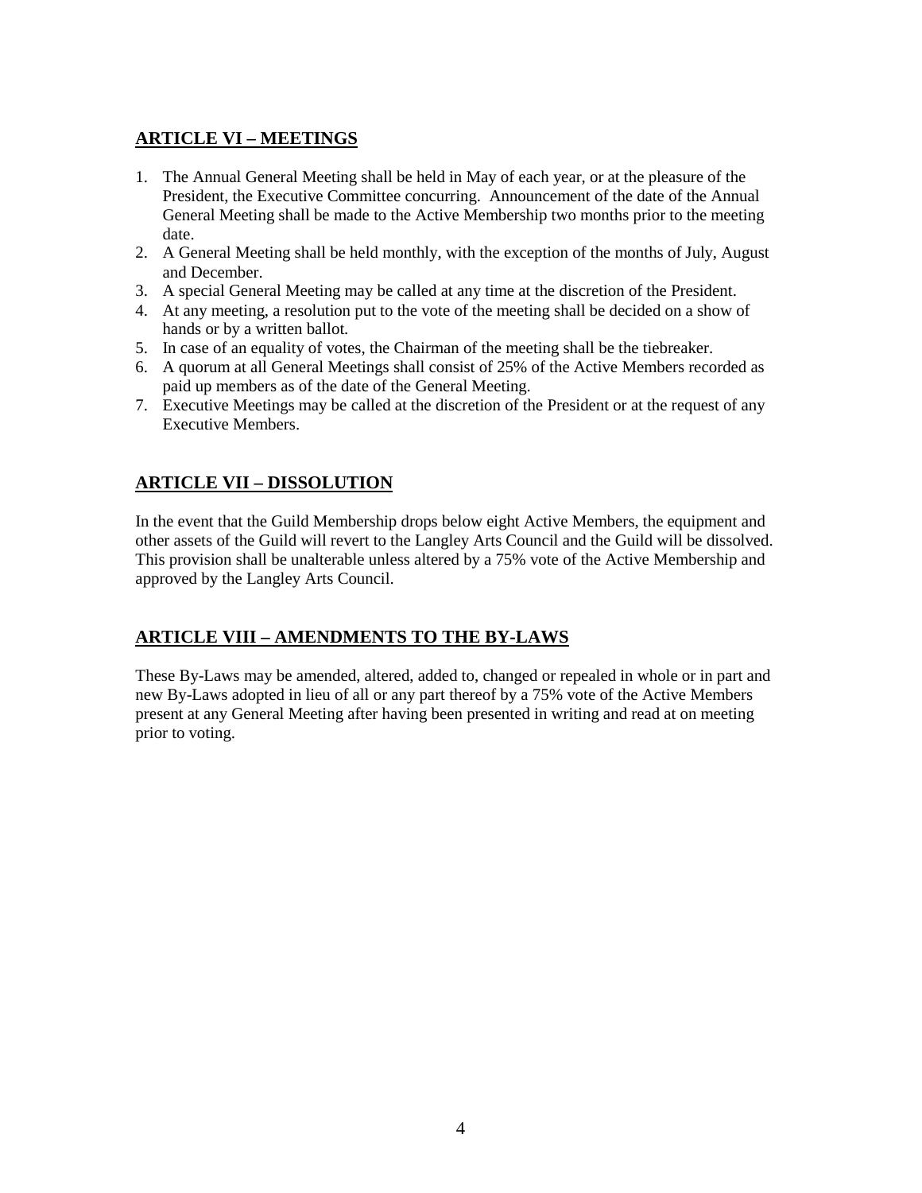## ARTICLE VI – MEETINGS

1. The Annual General Meeting shall be held in May of each year, or at the pleasure of the President, the Executive Committee concurring. Announcement of the date of the Annual General Meeting shall be made to the Active Membership two months prior to the meeting date.
2. A General Meeting shall be held monthly, with the exception of the months of July, August and December.
3. A special General Meeting may be called at any time at the discretion of the President.
4. At any meeting, a resolution put to the vote of the meeting shall be decided on a show of hands or by a written ballot.
5. In case of an equality of votes, the Chairman of the meeting shall be the tiebreaker.
6. A quorum at all General Meetings shall consist of 25% of the Active Members recorded as paid up members as of the date of the General Meeting.
7. Executive Meetings may be called at the discretion of the President or at the request of any Executive Members.

## ARTICLE VII – DISSOLUTION

In the event that the Guild Membership drops below eight Active Members, the equipment and other assets of the Guild will revert to the Langley Arts Council and the Guild will be dissolved. This provision shall be unalterable unless altered by a 75% vote of the Active Membership and approved by the Langley Arts Council.

## ARTICLE VIII – AMENDMENTS TO THE BY-LAWS

These By-Laws may be amended, altered, added to, changed or repealed in whole or in part and new By-Laws adopted in lieu of all or any part thereof by a 75% vote of the Active Members present at any General Meeting after having been presented in writing and read at on meeting prior to voting.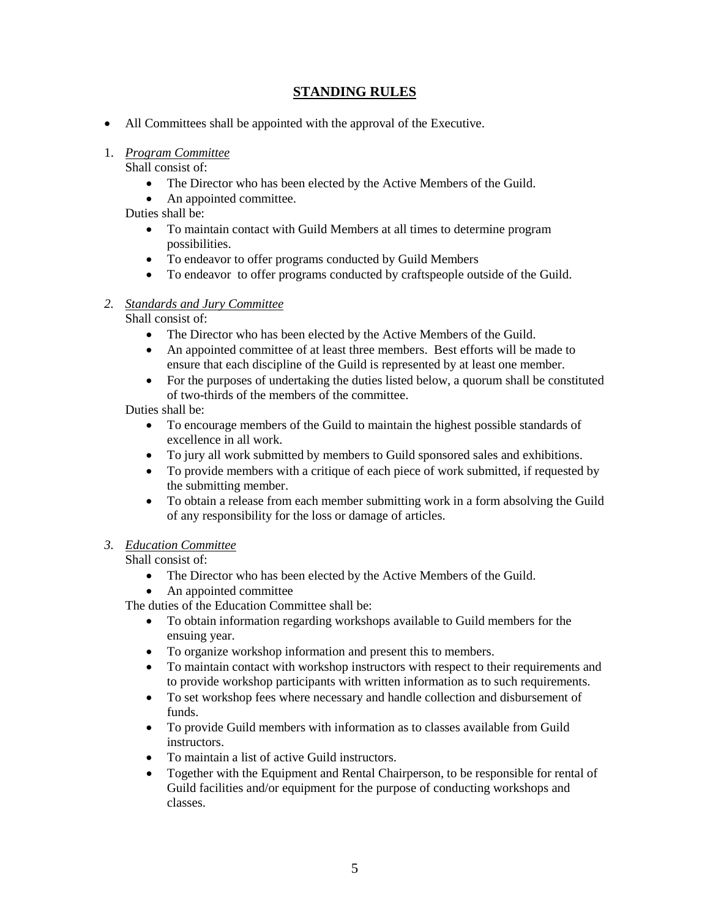## STANDING RULES

- All Committees shall be appointed with the approval of the Executive.

1. *Program Committee*

   Shall consist of:
   - The Director who has been elected by the Active Members of the Guild.
   - An appointed committee.

   Duties shall be:
   - To maintain contact with Guild Members at all times to determine program possibilities.
   - To endeavor to offer programs conducted by Guild Members
   - To endeavor to offer programs conducted by craftspeople outside of the Guild.

2. *Standards and Jury Committee*

   Shall consist of:
   - The Director who has been elected by the Active Members of the Guild.
   - An appointed committee of at least three members. Best efforts will be made to ensure that each discipline of the Guild is represented by at least one member.
   - For the purposes of undertaking the duties listed below, a quorum shall be constituted of two-thirds of the members of the committee.

   Duties shall be:
   - To encourage members of the Guild to maintain the highest possible standards of excellence in all work.
   - To jury all work submitted by members to Guild sponsored sales and exhibitions.
   - To provide members with a critique of each piece of work submitted, if requested by the submitting member.
   - To obtain a release from each member submitting work in a form absolving the Guild of any responsibility for the loss or damage of articles.

3. *Education Committee*

   Shall consist of:
   - The Director who has been elected by the Active Members of the Guild.
   - An appointed committee

   The duties of the Education Committee shall be:
   - To obtain information regarding workshops available to Guild members for the ensuing year.
   - To organize workshop information and present this to members.
   - To maintain contact with workshop instructors with respect to their requirements and to provide workshop participants with written information as to such requirements.
   - To set workshop fees where necessary and handle collection and disbursement of funds.
   - To provide Guild members with information as to classes available from Guild instructors.
   - To maintain a list of active Guild instructors.
   - Together with the Equipment and Rental Chairperson, to be responsible for rental of Guild facilities and/or equipment for the purpose of conducting workshops and classes.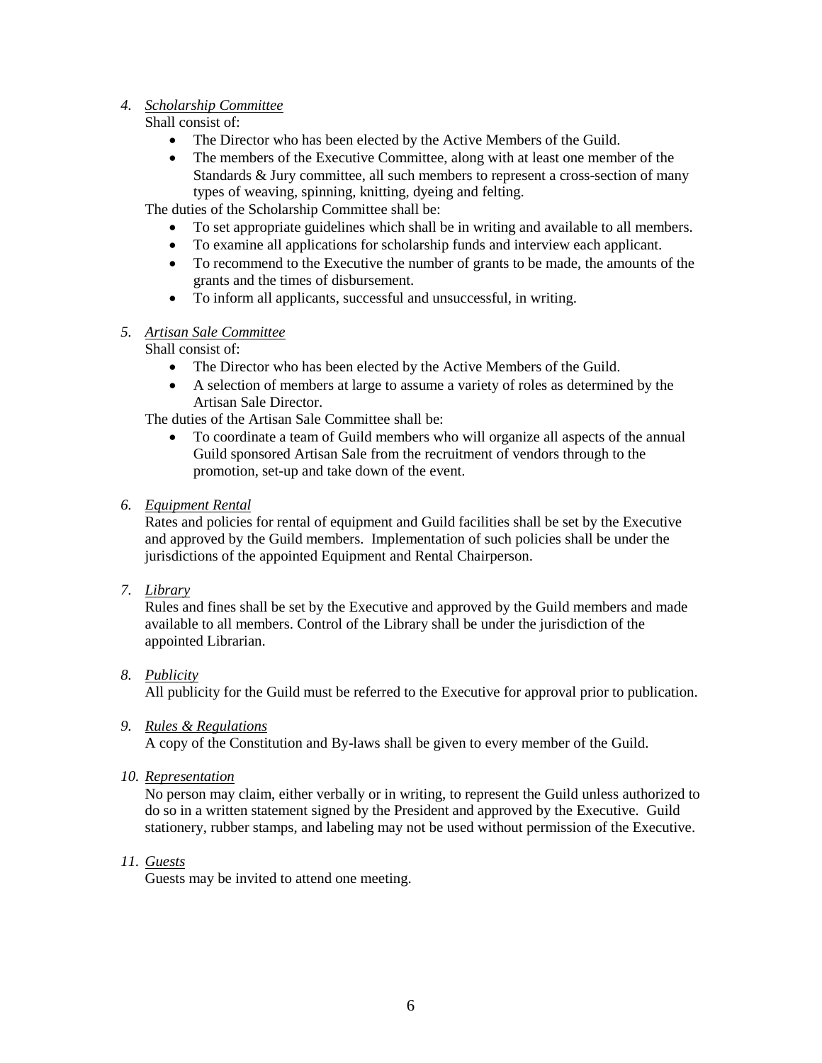4. *Scholarship Committee*

   Shall consist of:

   - The Director who has been elected by the Active Members of the Guild.
   - The members of the Executive Committee, along with at least one member of the Standards & Jury committee, all such members to represent a cross-section of many types of weaving, spinning, knitting, dyeing and felting.

   The duties of the Scholarship Committee shall be:

   - To set appropriate guidelines which shall be in writing and available to all members.
   - To examine all applications for scholarship funds and interview each applicant.
   - To recommend to the Executive the number of grants to be made, the amounts of the grants and the times of disbursement.
   - To inform all applicants, successful and unsuccessful, in writing.

5. *Artisan Sale Committee*

   Shall consist of:

   - The Director who has been elected by the Active Members of the Guild.
   - A selection of members at large to assume a variety of roles as determined by the Artisan Sale Director.

   The duties of the Artisan Sale Committee shall be:

   - To coordinate a team of Guild members who will organize all aspects of the annual Guild sponsored Artisan Sale from the recruitment of vendors through to the promotion, set-up and take down of the event.

6. *Equipment Rental*

   Rates and policies for rental of equipment and Guild facilities shall be set by the Executive and approved by the Guild members. Implementation of such policies shall be under the jurisdictions of the appointed Equipment and Rental Chairperson.

7. *Library*

   Rules and fines shall be set by the Executive and approved by the Guild members and made available to all members. Control of the Library shall be under the jurisdiction of the appointed Librarian.

8. *Publicity*

   All publicity for the Guild must be referred to the Executive for approval prior to publication.

9. *Rules & Regulations*

   A copy of the Constitution and By-laws shall be given to every member of the Guild.

10. *Representation*

    No person may claim, either verbally or in writing, to represent the Guild unless authorized to do so in a written statement signed by the President and approved by the Executive. Guild stationery, rubber stamps, and labeling may not be used without permission of the Executive.

11. *Guests*

    Guests may be invited to attend one meeting.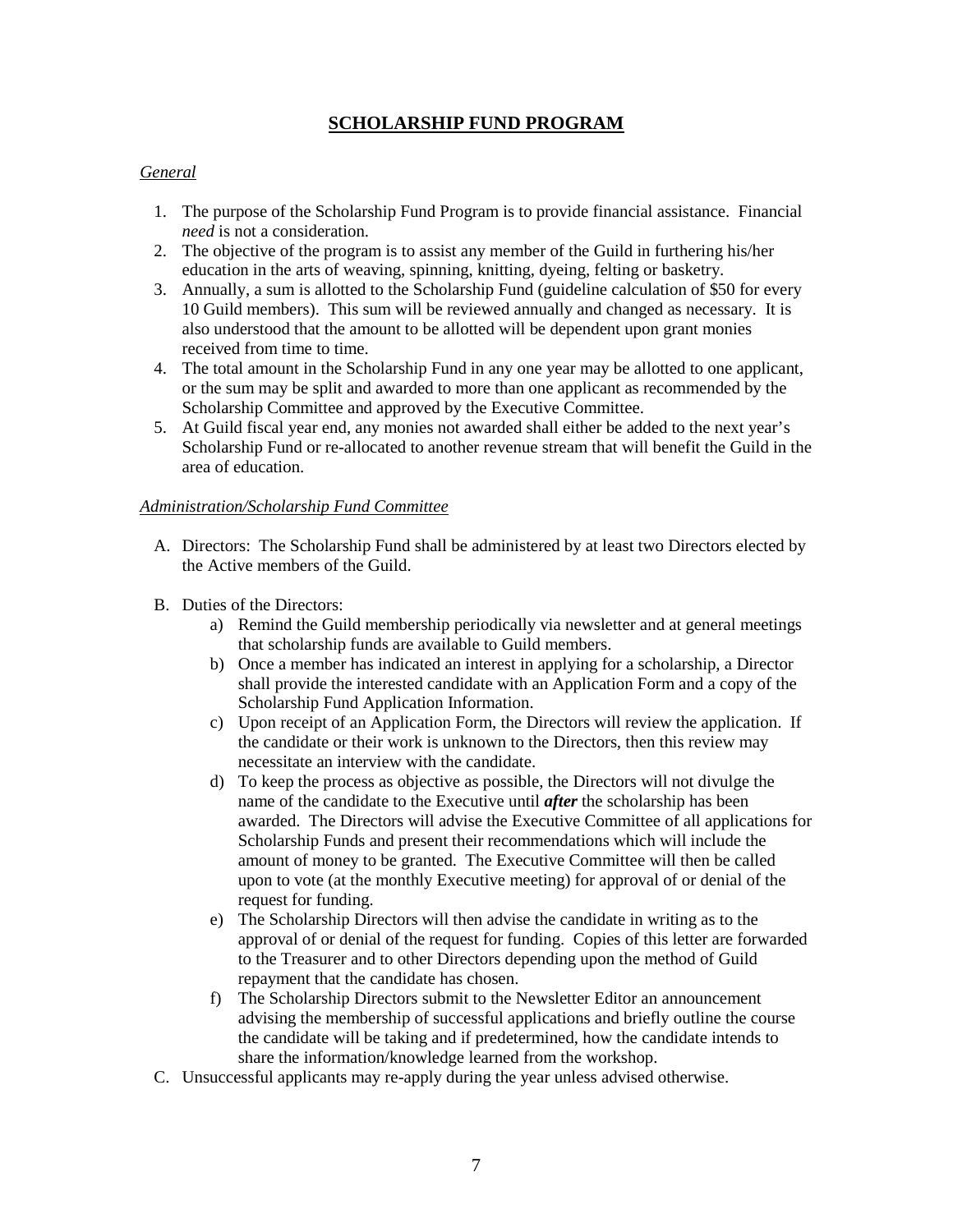## SCHOLARSHIP FUND PROGRAM

### *General*

1. The purpose of the Scholarship Fund Program is to provide financial assistance. Financial *need* is not a consideration.
2. The objective of the program is to assist any member of the Guild in furthering his/her education in the arts of weaving, spinning, knitting, dyeing, felting or basketry.
3. Annually, a sum is allotted to the Scholarship Fund (guideline calculation of $50 for every 10 Guild members). This sum will be reviewed annually and changed as necessary. It is also understood that the amount to be allotted will be dependent upon grant monies received from time to time.
4. The total amount in the Scholarship Fund in any one year may be allotted to one applicant, or the sum may be split and awarded to more than one applicant as recommended by the Scholarship Committee and approved by the Executive Committee.
5. At Guild fiscal year end, any monies not awarded shall either be added to the next year's Scholarship Fund or re-allocated to another revenue stream that will benefit the Guild in the area of education.

### *Administration/Scholarship Fund Committee*

A. Directors: The Scholarship Fund shall be administered by at least two Directors elected by the Active members of the Guild.

B. Duties of the Directors:

   a) Remind the Guild membership periodically via newsletter and at general meetings that scholarship funds are available to Guild members.
   b) Once a member has indicated an interest in applying for a scholarship, a Director shall provide the interested candidate with an Application Form and a copy of the Scholarship Fund Application Information.
   c) Upon receipt of an Application Form, the Directors will review the application. If the candidate or their work is unknown to the Directors, then this review may necessitate an interview with the candidate.
   d) To keep the process as objective as possible, the Directors will not divulge the name of the candidate to the Executive until ***after*** the scholarship has been awarded. The Directors will advise the Executive Committee of all applications for Scholarship Funds and present their recommendations which will include the amount of money to be granted. The Executive Committee will then be called upon to vote (at the monthly Executive meeting) for approval of or denial of the request for funding.
   e) The Scholarship Directors will then advise the candidate in writing as to the approval of or denial of the request for funding. Copies of this letter are forwarded to the Treasurer and to other Directors depending upon the method of Guild repayment that the candidate has chosen.
   f) The Scholarship Directors submit to the Newsletter Editor an announcement advising the membership of successful applications and briefly outline the course the candidate will be taking and if predetermined, how the candidate intends to share the information/knowledge learned from the workshop.

C. Unsuccessful applicants may re-apply during the year unless advised otherwise.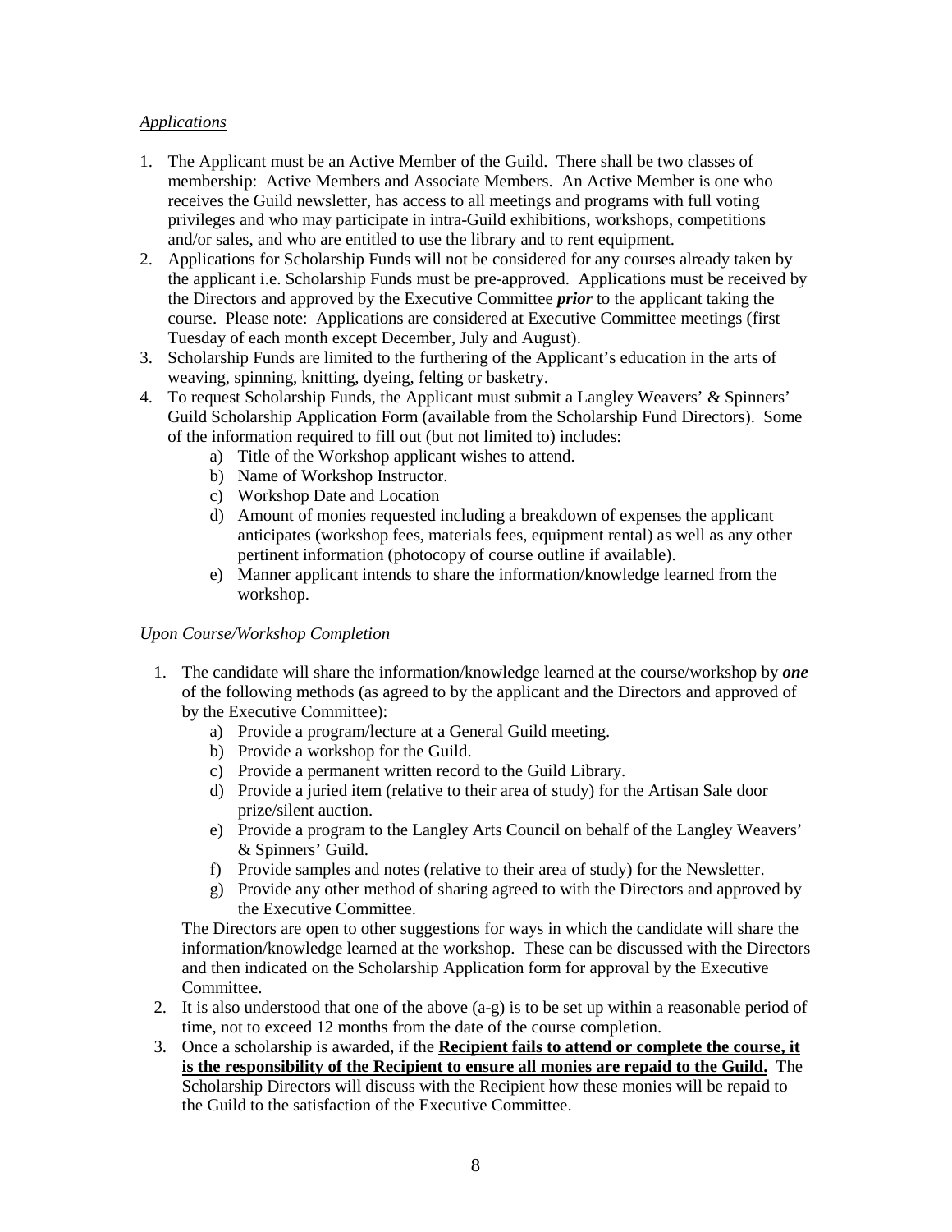*Applications*

1. The Applicant must be an Active Member of the Guild. There shall be two classes of membership: Active Members and Associate Members. An Active Member is one who receives the Guild newsletter, has access to all meetings and programs with full voting privileges and who may participate in intra-Guild exhibitions, workshops, competitions and/or sales, and who are entitled to use the library and to rent equipment.
2. Applications for Scholarship Funds will not be considered for any courses already taken by the applicant i.e. Scholarship Funds must be pre-approved. Applications must be received by the Directors and approved by the Executive Committee ***prior*** to the applicant taking the course. Please note: Applications are considered at Executive Committee meetings (first Tuesday of each month except December, July and August).
3. Scholarship Funds are limited to the furthering of the Applicant's education in the arts of weaving, spinning, knitting, dyeing, felting or basketry.
4. To request Scholarship Funds, the Applicant must submit a Langley Weavers' & Spinners' Guild Scholarship Application Form (available from the Scholarship Fund Directors). Some of the information required to fill out (but not limited to) includes:
    a) Title of the Workshop applicant wishes to attend.
    b) Name of Workshop Instructor.
    c) Workshop Date and Location
    d) Amount of monies requested including a breakdown of expenses the applicant anticipates (workshop fees, materials fees, equipment rental) as well as any other pertinent information (photocopy of course outline if available).
    e) Manner applicant intends to share the information/knowledge learned from the workshop.

*Upon Course/Workshop Completion*

1. The candidate will share the information/knowledge learned at the course/workshop by ***one*** of the following methods (as agreed to by the applicant and the Directors and approved of by the Executive Committee):
    a) Provide a program/lecture at a General Guild meeting.
    b) Provide a workshop for the Guild.
    c) Provide a permanent written record to the Guild Library.
    d) Provide a juried item (relative to their area of study) for the Artisan Sale door prize/silent auction.
    e) Provide a program to the Langley Arts Council on behalf of the Langley Weavers' & Spinners' Guild.
    f) Provide samples and notes (relative to their area of study) for the Newsletter.
    g) Provide any other method of sharing agreed to with the Directors and approved by the Executive Committee.

    The Directors are open to other suggestions for ways in which the candidate will share the information/knowledge learned at the workshop. These can be discussed with the Directors and then indicated on the Scholarship Application form for approval by the Executive Committee.
2. It is also understood that one of the above (a-g) is to be set up within a reasonable period of time, not to exceed 12 months from the date of the course completion.
3. Once a scholarship is awarded, if the **Recipient fails to attend or complete the course, it is the responsibility of the Recipient to ensure all monies are repaid to the Guild.** The Scholarship Directors will discuss with the Recipient how these monies will be repaid to the Guild to the satisfaction of the Executive Committee.